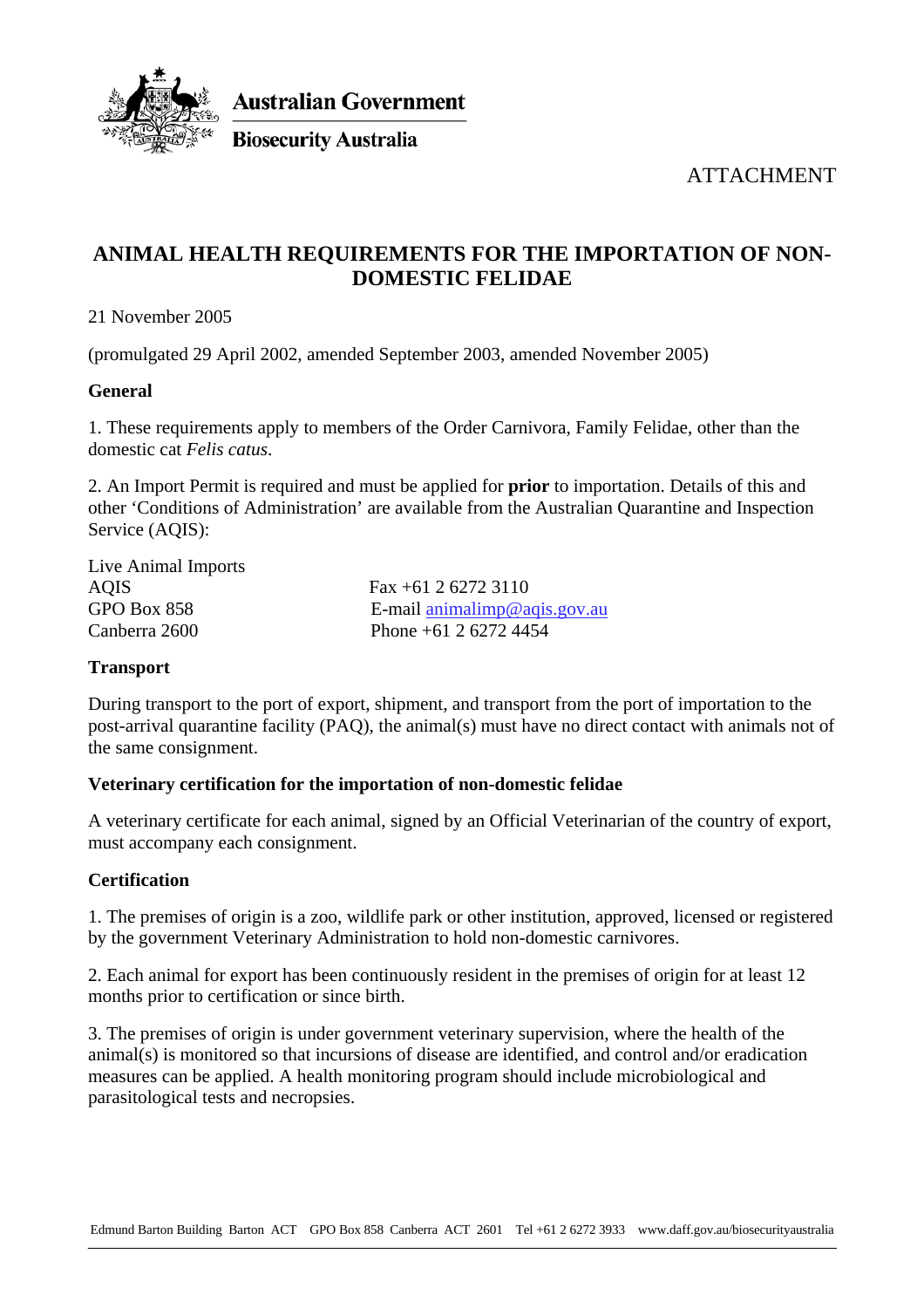Australian Government

Biosecurity Australia

ATTACHMENT

# ANIMAL HEALTH REQUIREMENTS FOR THE IMPORTATION OF NON-DOMESTIC FELIDAE

21 November 2005

(promulgated 29 April 2002, amended September 2003, amended November 2005)

### General

1. These requirements apply to members of the Order Carnivora, Family Felidae, other than the domestic cat *Felis catus*.

2. An Import Permit is required and must be applied for **prior** to importation. Details of this and other 'Conditions of Administration' are available from the Australian Quarantine and Inspection Service (AQIS):

Live Animal Imports
AQIS
GPO Box 858
Canberra 2600

Fax +61 2 6272 3110
E-mail animalimp@aqis.gov.au
Phone +61 2 6272 4454

### Transport

During transport to the port of export, shipment, and transport from the port of importation to the post-arrival quarantine facility (PAQ), the animal(s) must have no direct contact with animals not of the same consignment.

### Veterinary certification for the importation of non-domestic felidae

A veterinary certificate for each animal, signed by an Official Veterinarian of the country of export, must accompany each consignment.

### Certification

1. The premises of origin is a zoo, wildlife park or other institution, approved, licensed or registered by the government Veterinary Administration to hold non-domestic carnivores.

2. Each animal for export has been continuously resident in the premises of origin for at least 12 months prior to certification or since birth.

3. The premises of origin is under government veterinary supervision, where the health of the animal(s) is monitored so that incursions of disease are identified, and control and/or eradication measures can be applied. A health monitoring program should include microbiological and parasitological tests and necropsies.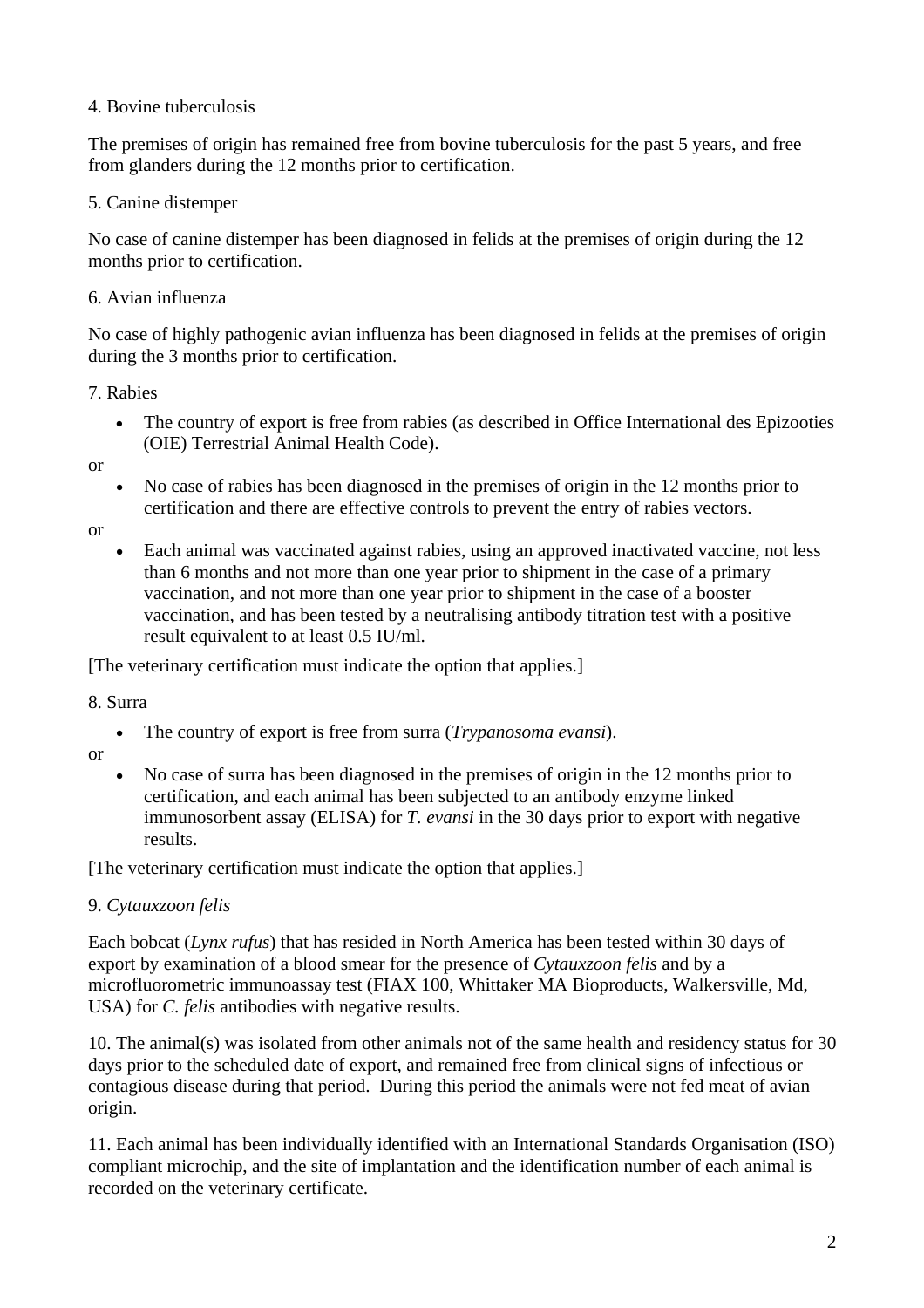4. Bovine tuberculosis

The premises of origin has remained free from bovine tuberculosis for the past 5 years, and free from glanders during the 12 months prior to certification.

5. Canine distemper

No case of canine distemper has been diagnosed in felids at the premises of origin during the 12 months prior to certification.

6. Avian influenza

No case of highly pathogenic avian influenza has been diagnosed in felids at the premises of origin during the 3 months prior to certification.

7. Rabies

- The country of export is free from rabies (as described in Office International des Epizooties (OIE) Terrestrial Animal Health Code).

or

- No case of rabies has been diagnosed in the premises of origin in the 12 months prior to certification and there are effective controls to prevent the entry of rabies vectors.

or

- Each animal was vaccinated against rabies, using an approved inactivated vaccine, not less than 6 months and not more than one year prior to shipment in the case of a primary vaccination, and not more than one year prior to shipment in the case of a booster vaccination, and has been tested by a neutralising antibody titration test with a positive result equivalent to at least 0.5 IU/ml.

[The veterinary certification must indicate the option that applies.]

8. Surra

- The country of export is free from surra (*Trypanosoma evansi*).

or

- No case of surra has been diagnosed in the premises of origin in the 12 months prior to certification, and each animal has been subjected to an antibody enzyme linked immunosorbent assay (ELISA) for *T. evansi* in the 30 days prior to export with negative results.

[The veterinary certification must indicate the option that applies.]

9. *Cytauxzoon felis*

Each bobcat (*Lynx rufus*) that has resided in North America has been tested within 30 days of export by examination of a blood smear for the presence of *Cytauxzoon felis* and by a microfluorometric immunoassay test (FIAX 100, Whittaker MA Bioproducts, Walkersville, Md, USA) for *C. felis* antibodies with negative results.

10. The animal(s) was isolated from other animals not of the same health and residency status for 30 days prior to the scheduled date of export, and remained free from clinical signs of infectious or contagious disease during that period. During this period the animals were not fed meat of avian origin.

11. Each animal has been individually identified with an International Standards Organisation (ISO) compliant microchip, and the site of implantation and the identification number of each animal is recorded on the veterinary certificate.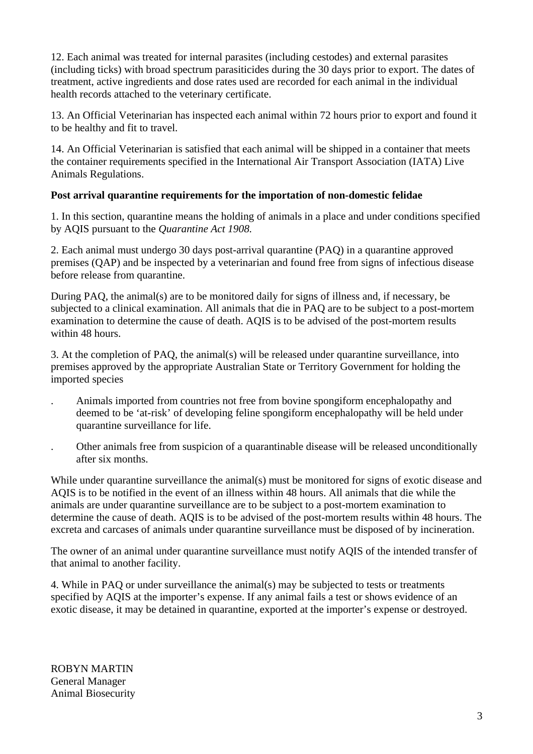12. Each animal was treated for internal parasites (including cestodes) and external parasites (including ticks) with broad spectrum parasiticides during the 30 days prior to export. The dates of treatment, active ingredients and dose rates used are recorded for each animal in the individual health records attached to the veterinary certificate.

13. An Official Veterinarian has inspected each animal within 72 hours prior to export and found it to be healthy and fit to travel.

14. An Official Veterinarian is satisfied that each animal will be shipped in a container that meets the container requirements specified in the International Air Transport Association (IATA) Live Animals Regulations.

**Post arrival quarantine requirements for the importation of non-domestic felidae**

1. In this section, quarantine means the holding of animals in a place and under conditions specified by AQIS pursuant to the *Quarantine Act 1908.*

2. Each animal must undergo 30 days post-arrival quarantine (PAQ) in a quarantine approved premises (QAP) and be inspected by a veterinarian and found free from signs of infectious disease before release from quarantine.

During PAQ, the animal(s) are to be monitored daily for signs of illness and, if necessary, be subjected to a clinical examination. All animals that die in PAQ are to be subject to a post-mortem examination to determine the cause of death. AQIS is to be advised of the post-mortem results within 48 hours.

3. At the completion of PAQ, the animal(s) will be released under quarantine surveillance, into premises approved by the appropriate Australian State or Territory Government for holding the imported species

- Animals imported from countries not free from bovine spongiform encephalopathy and deemed to be 'at-risk' of developing feline spongiform encephalopathy will be held under quarantine surveillance for life.
- Other animals free from suspicion of a quarantinable disease will be released unconditionally after six months.

While under quarantine surveillance the animal(s) must be monitored for signs of exotic disease and AQIS is to be notified in the event of an illness within 48 hours. All animals that die while the animals are under quarantine surveillance are to be subject to a post-mortem examination to determine the cause of death. AQIS is to be advised of the post-mortem results within 48 hours. The excreta and carcases of animals under quarantine surveillance must be disposed of by incineration.

The owner of an animal under quarantine surveillance must notify AQIS of the intended transfer of that animal to another facility.

4. While in PAQ or under surveillance the animal(s) may be subjected to tests or treatments specified by AQIS at the importer's expense. If any animal fails a test or shows evidence of an exotic disease, it may be detained in quarantine, exported at the importer's expense or destroyed.

ROBYN MARTIN
General Manager
Animal Biosecurity